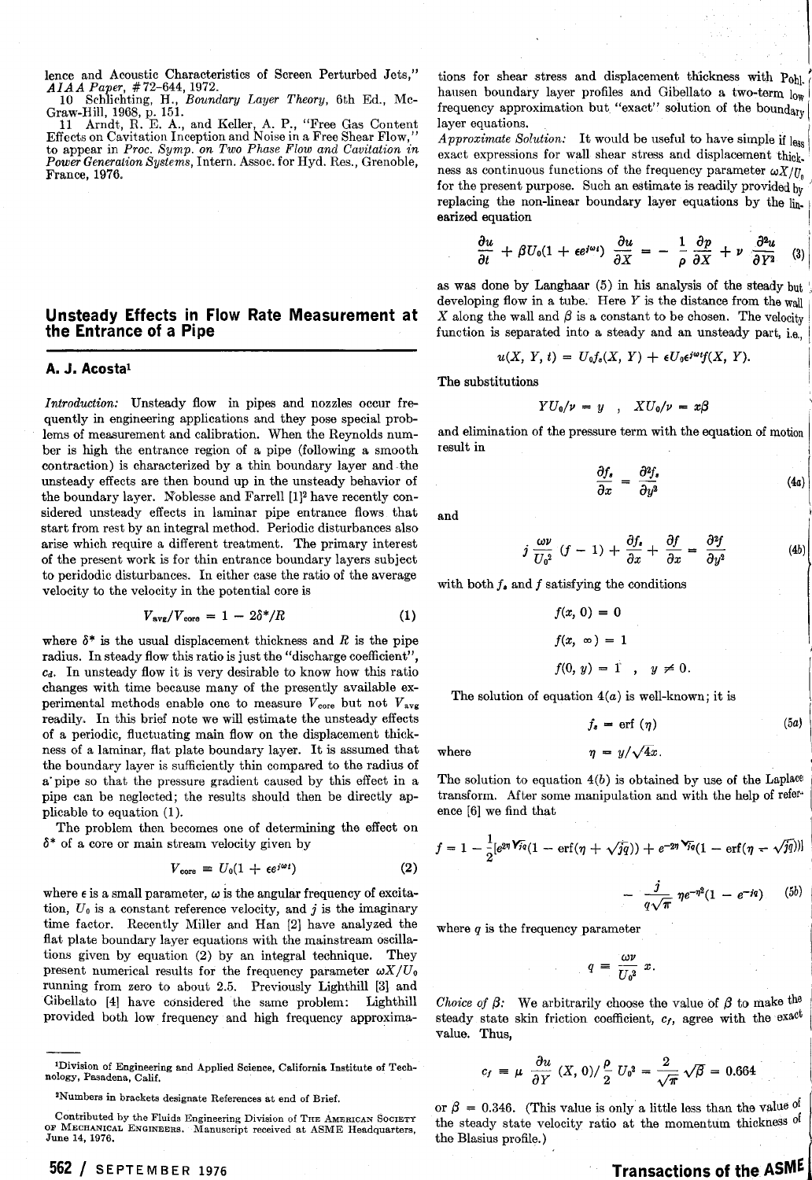lence and Acoustic Characteristics of Screen Perturbed Jets," *AIAA Paper*, #72-644, 1972.

10 Schlichting, H., *Boundary Layer Theory*, 6th Ed., McGraw-Hill, 1968, p. 151.

11 Arndt, R. E. A., and Keller, A. P., "Free Gas Content Effects on Cavitation Inception and Noise in a Free Shear Flow," to appear in *Proc. Symp. on Two Phase Flow and Cavitation in Power Generation Systems*, Intern. Assoc. for Hyd. Res., Grenoble, France, 1976.

# Unsteady Effects in Flow Rate Measurement at the Entrance of a Pipe

**A. J. Acosta**[1]

*Introduction:* Unsteady flow in pipes and nozzles occur frequently in engineering applications and they pose special problems of measurement and calibration. When the Reynolds number is high the entrance region of a pipe (following a smooth contraction) is characterized by a thin boundary layer and the unsteady effects are then bound up in the unsteady behavior of the boundary layer. Noblesse and Farrell [1][2] have recently considered unsteady effects in laminar pipe entrance flows that start from rest by an integral method. Periodic disturbances also arise which require a different treatment. The primary interest of the present work is for thin entrance boundary layers subject to peridodic disturbances. In either case the ratio of the average velocity to the velocity in the potential core is

$$V_{avg}/V_{core} = 1 - 2\delta^*/R \tag{1}$$

where $\delta^*$ is the usual displacement thickness and $R$ is the pipe radius. In steady flow this ratio is just the "discharge coefficient", $c_d$. In unsteady flow it is very desirable to know how this ratio changes with time because many of the presently available experimental methods enable one to measure $V_{core}$ but not $V_{avg}$ readily. In this brief note we will estimate the unsteady effects of a periodic, fluctuating main flow on the displacement thickness of a laminar, flat plate boundary layer. It is assumed that the boundary layer is sufficiently thin compared to the radius of a pipe so that the pressure gradient caused by this effect in a pipe can be neglected; the results should then be directly applicable to equation (1).

The problem then becomes one of determining the effect on $\delta^*$ of a core or main stream velocity given by

$$V_{core} = U_0(1 + \epsilon e^{j\omega t}) \tag{2}$$

where $\epsilon$ is a small parameter, $\omega$ is the angular frequency of excitation, $U_0$ is a constant reference velocity, and $j$ is the imaginary time factor. Recently Miller and Han [2] have analyzed the flat plate boundary layer equations with the mainstream oscillations given by equation (2) by an integral technique. They present numerical results for the frequency parameter $\omega X/U_0$ running from zero to about 2.5. Previously Lighthill [3] and Gibellato [4] have considered the same problem: Lighthill provided both low frequency and high frequency approximations for shear stress and displacement thickness with Pohlhausen boundary layer profiles and Gibellato a two-term low frequency approximation but "exact" solution of the boundary layer equations.

*Approximate Solution:* It would be useful to have simple if less exact expressions for wall shear stress and displacement thickness as continuous functions of the frequency parameter $\omega X/U_0$ for the present purpose. Such an estimate is readily provided by replacing the non-linear boundary layer equations by the linearized equation

$$\frac{\partial u}{\partial t} + \beta U_0(1 + \epsilon e^{j\omega t})\frac{\partial u}{\partial X} = -\frac{1}{\rho}\frac{\partial p}{\partial X} + \nu\frac{\partial^2 u}{\partial Y^2} \tag{3}$$

as was done by Langhaar (5) in his analysis of the steady but developing flow in a tube. Here $Y$ is the distance from the wall $X$ along the wall and $\beta$ is a constant to be chosen. The velocity function is separated into a steady and an unsteady part, i.e.,

$$u(X, Y, t) = U_0 f_s(X, Y) + \epsilon U_0 e^{j\omega t} f(X, Y).$$

The substitutions

$$YU_0/\nu = y \quad , \quad XU_0/\nu = x\beta$$

and elimination of the pressure term with the equation of motion result in

$$\frac{\partial f_s}{\partial x} = \frac{\partial^2 f_s}{\partial y^2} \tag{4a}$$

and

$$j\frac{\omega\nu}{U_0^2}(f - 1) + \frac{\partial f_s}{\partial x} + \frac{\partial f}{\partial x} = \frac{\partial^2 f}{\partial y^2} \tag{4b}$$

with both $f_s$ and $f$ satisfying the conditions

$$f(x, 0) = 0$$

$$f(x, \infty) = 1$$

$$f(0, y) = 1 \quad , \quad y \neq 0.$$

The solution of equation 4($a$) is well-known; it is

$$f_s = \text{erf}(\eta) \tag{5a}$$

where

$$\eta = y/\sqrt{4x}.$$

The solution to equation 4($b$) is obtained by use of the Laplace transform. After some manipulation and with the help of reference [6] we find that

$$f = 1 - \frac{1}{2}[e^{2\eta\sqrt{jq}}(1 - \text{erf}(\eta + \sqrt{jq})) + e^{-2\eta\sqrt{jq}}(1 - \text{erf}(\eta - \sqrt{jq}))]$$

$$- \frac{j}{q\sqrt{\pi}}\eta e^{-\eta^2}(1 - e^{-jq}) \tag{5b}$$

where $q$ is the frequency parameter

$$q \equiv \frac{\omega\nu}{U_0^2}x.$$

*Choice of $\beta$:* We arbitrarily choose the value of $\beta$ to make the steady state skin friction coefficient, $c_f$, agree with the exact value. Thus,

$$c_f = \mu\frac{\partial u}{\partial Y}(X, 0)/\frac{\rho}{2}U_0^2 = \frac{2}{\sqrt{\pi}}\sqrt{\beta} = 0.664$$

or $\beta = 0.346$. (This value is only a little less than the value of the steady state velocity ratio at the momentum thickness of the Blasius profile.)

---

[1]Division of Engineering and Applied Science, California Institute of Technology, Pasadena, Calif.

[2]Numbers in brackets designate References at end of Brief.

Contributed by the Fluids Engineering Division of THE AMERICAN SOCIETY OF MECHANICAL ENGINEERS. Manuscript received at ASME Headquarters, June 14, 1976.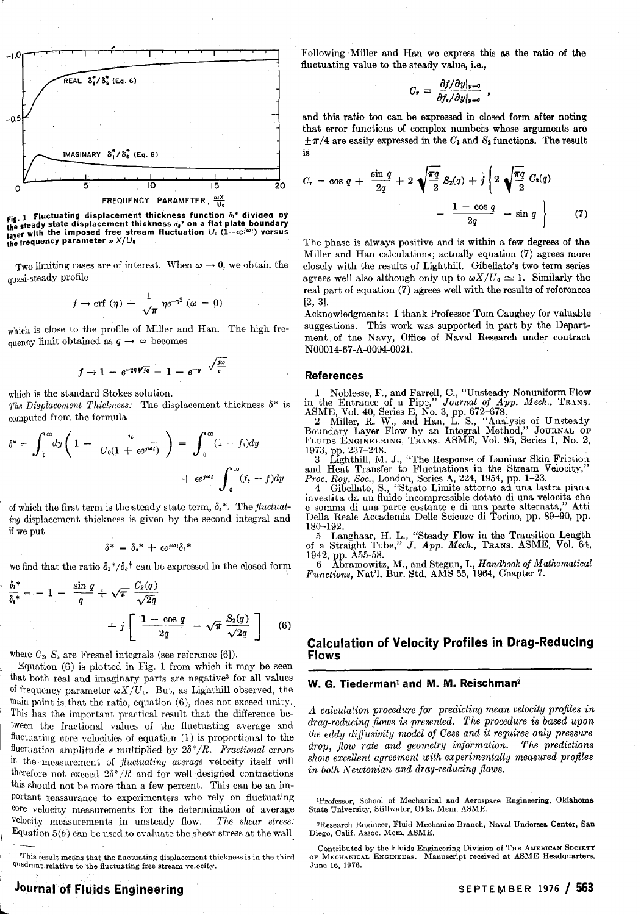-1.0

REAL $\delta_1^*/\delta_s^*$ (Eq. 6)

-0.5

IMAGINARY $\delta_1^*/\delta_s^*$ (Eq. 6)

0

5

10

15

20

FREQUENCY PARAMETER, $\frac{\omega X}{U_0}$

Fig. 1 Fluctuating displacement thickness function $\delta_1^*$ divided by the steady state displacement thickness $\delta_s^*$ on a flat plate boundary layer with the imposed free stream fluctuation $U_0(1+\epsilon e^{j\omega t})$ versus the frequency parameter $\omega X/U_0$

Two limiting cases are of interest. When $\omega \rightarrow 0$, we obtain the quasi-steady profile

$$f \rightarrow \text{erf}(\eta) + \frac{1}{\sqrt{\pi}} \eta e^{-\eta^2} \ (\omega = 0)$$

which is close to the profile of Miller and Han. The high frequency limit obtained as $q \rightarrow \infty$ becomes

$$f \rightarrow 1 - e^{-2\eta\sqrt{jq}} = 1 - e^{-y\sqrt{\frac{j\omega}{\nu}}}$$

which is the standard Stokes solution.

*The Displacement Thickness:* The displacement thickness $\delta^*$ is computed from the formula

$$\delta^* = \int_0^\infty dy \left(1 - \frac{u}{U_0(1+\epsilon e^{j\omega t})}\right) = \int_0^\infty (1 - f_s) dy + \epsilon e^{j\omega t} \int_0^\infty (f_s - f) dy$$

of which the first term is the steady state term, $\delta_s^*$. The *fluctuating* displacement thickness is given by the second integral and if we put

$$\delta^* = \delta_s^* + \epsilon e^{j\omega t} \delta_1^*$$

we find that the ratio $\delta_1^*/\delta_s^*$ can be expressed in the closed form

$$\frac{\delta_1^*}{\delta_s^*} = -1 - \frac{\sin q}{q} + \sqrt{\pi}\, \frac{C_2(q)}{\sqrt{2q}} + j\left[\frac{1 - \cos q}{2q} - \sqrt{\pi}\, \frac{S_2(q)}{\sqrt{2q}}\right] \quad (6)$$

where $C_2$, $S_2$ are Fresnel integrals (see reference [6]).

Equation (6) is plotted in Fig. 1 from which it may be seen that both real and imaginary parts are negative[3] for all values of frequency parameter $\omega X/U_0$. But, as Lighthill observed, the main point is that the ratio, equation (6), does not exceed unity. This has the important practical result that the difference between the fractional values of the fluctuating average and fluctuating core velocities of equation (1) is proportional to the fluctuation amplitude $\epsilon$ multiplied by $2\delta^*/R$. *Fractional* errors in the measurement of *fluctuating average* velocity itself will therefore not exceed $2\delta^*/R$ and for well designed contractions this should not be more than a few percent. This can be an important reassurance to experimenters who rely on fluctuating core velocity measurements for the determination of average velocity measurements in unsteady flow. *The shear stress:* Equation 5(*b*) can be used to evaluate the shear stress at the wall.

[3]This result means that the fluctuating displacement thickness is in the third quadrant relative to the fluctuating free stream velocity.

Following Miller and Han we express this as the ratio of the fluctuating value to the steady value, i.e.,

$$C_r = \frac{\partial f/\partial y|_{y=0}}{\partial f_s/\partial y|_{y=0}},$$

and this ratio too can be expressed in closed form after noting that error functions of complex numbers whose arguments are $\pm\pi/4$ are easily expressed in the $C_2$ and $S_2$ functions. The result is

$$C_r = \cos q + \frac{\sin q}{2q} + 2\sqrt{\frac{\pi q}{2}}\, S_2(q) + j\left\{2\sqrt{\frac{\pi q}{2}}\, C_2(q) - \frac{1 - \cos q}{2q} - \sin q\right\} \quad (7)$$

The phase is always positive and is within a few degrees of the Miller and Han calculations; actually equation (7) agrees more closely with the results of Lighthill. Gibellato's two term series agrees well also although only up to $\omega X/U_0 \simeq 1$. Similarly the real part of equation (7) agrees well with the results of references [2, 3].

Acknowledgments: I thank Professor Tom Caughey for valuable suggestions. This work was supported in part by the Department of the Navy, Office of Naval Research under contract N00014-67-A-0094-0021.

## References

1 Noblesse, F., and Farrell, C., "Unsteady Nonuniform Flow in the Entrance of a Pipe," *Journal of App. Mech.*, Trans. ASME, Vol. 40, Series E, No. 3, pp. 672–678.

2 Miller, R. W., and Han, L. S., "Analysis of Unsteady Boundary Layer Flow by an Integral Method," Journal of Fluids Engineering, Trans. ASME, Vol. 95, Series I, No. 2, 1973, pp. 237–248.

3 Lighthill, M. J., "The Response of Laminar Skin Friction and Heat Transfer to Fluctuations in the Stream Velocity," *Proc. Roy. Soc.*, London, Series A, 224, 1954, pp. 1–23.

4 Gibellato, S., "Strato Limite attorno ad una lastra piana investita da un fluido incompressibile dotato di una velocita che e somma di una parte costante e di una parte alternata," Atti Della Reale Accademia Delle Scienze di Torino, pp. 89–90, pp. 180–192.

5 Langhaar, H. L., "Steady Flow in the Transition Length of a Straight Tube," *J. App. Mech.*, Trans. ASME, Vol. 64, 1942, pp. A55–58.

6 Abramowitz, M., and Stegun, I., *Handbook of Mathematical Functions*, Nat'l. Bur. Std. AMS 55, 1964, Chapter 7.

# Calculation of Velocity Profiles in Drag-Reducing Flows

## W. G. Tiederman[1] and M. M. Reischman[2]

*A calculation procedure for predicting mean velocity profiles in drag-reducing flows is presented. The procedure is based upon the eddy diffusivity model of Cess and it requires only pressure drop, flow rate and geometry information. The predictions show excellent agreement with experimentally measured profiles in both Newtonian and drag-reducing flows.*

[1]Professor, School of Mechanical and Aerospace Engineering, Oklahoma State University, Stillwater, Okla. Mem. ASME.

[2]Research Engineer, Fluid Mechanics Branch, Naval Undersea Center, San Diego, Calif. Assoc. Mem. ASME.

Contributed by the Fluids Engineering Division of The American Society of Mechanical Engineers. Manuscript received at ASME Headquarters, June 16, 1976.